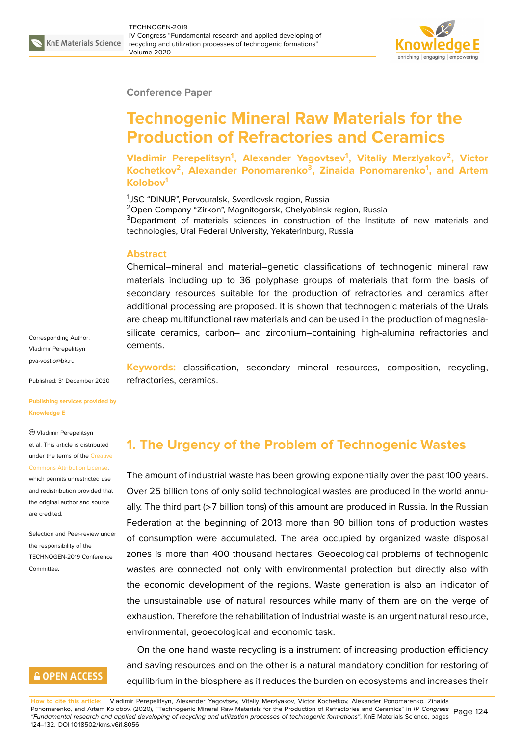Conference Paper

# Technogenic Mineral Raw Materials for the Production of Refractories and Ceramics

**Vladimir Perepelitsyn[1], Alexander Yagovtsev[1], Vitaliy Merzlyakov[2], Victor Kochetkov[2], Alexander Ponomarenko[3], Zinaida Ponomarenko[1], and Artem Kolobov[1]**

[1]JSC "DINUR", Pervouralsk, Sverdlovsk region, Russia
[2]Open Company "Zirkon", Magnitogorsk, Chelyabinsk region, Russia
[3]Department of materials sciences in construction of the Institute of new materials and technologies, Ural Federal University, Yekaterinburg, Russia

## Abstract

Chemical–mineral and material–genetic classifications of technogenic mineral raw materials including up to 36 polyphase groups of materials that form the basis of secondary resources suitable for the production of refractories and ceramics after additional processing are proposed. It is shown that technogenic materials of the Urals are cheap multifunctional raw materials and can be used in the production of magnesia-silicate ceramics, carbon– and zirconium–containing high-alumina refractories and cements.

**Keywords:** classification, secondary mineral resources, composition, recycling, refractories, ceramics.

Corresponding Author: Vladimir Perepelitsyn pva-vostio@bk.ru

Published: 31 December 2020

Publishing services provided by Knowledge E

© Vladimir Perepelitsyn et al. This article is distributed under the terms of the Creative Commons Attribution License, which permits unrestricted use and redistribution provided that the original author and source are credited.

Selection and Peer-review under the responsibility of the TECHNOGEN-2019 Conference Committee.

## 1. The Urgency of the Problem of Technogenic Wastes

The amount of industrial waste has been growing exponentially over the past 100 years. Over 25 billion tons of only solid technological wastes are produced in the world annually. The third part (>7 billion tons) of this amount are produced in Russia. In the Russian Federation at the beginning of 2013 more than 90 billion tons of production wastes of consumption were accumulated. The area occupied by organized waste disposal zones is more than 400 thousand hectares. Geoecological problems of technogenic wastes are connected not only with environmental protection but directly also with the economic development of the regions. Waste generation is also an indicator of the unsustainable use of natural resources while many of them are on the verge of exhaustion. Therefore the rehabilitation of industrial waste is an urgent natural resource, environmental, geoecological and economic task.

On the one hand waste recycling is a instrument of increasing production efficiency and saving resources and on the other is a natural mandatory condition for restoring of equilibrium in the biosphere as it reduces the burden on ecosystems and increases their

**How to cite this article**: Vladimir Perepelitsyn, Alexander Yagovtsev, Vitaliy Merzlyakov, Victor Kochetkov, Alexander Ponomarenko, Zinaida Ponomarenko, and Artem Kolobov, (2020), "Technogenic Mineral Raw Materials for the Production of Refractories and Ceramics" in *IV Congress "Fundamental research and applied developing of recycling and utilization processes of technogenic formations"*, KnE Materials Science, pages 124–132. DOI 10.18502/kms.v6i1.8056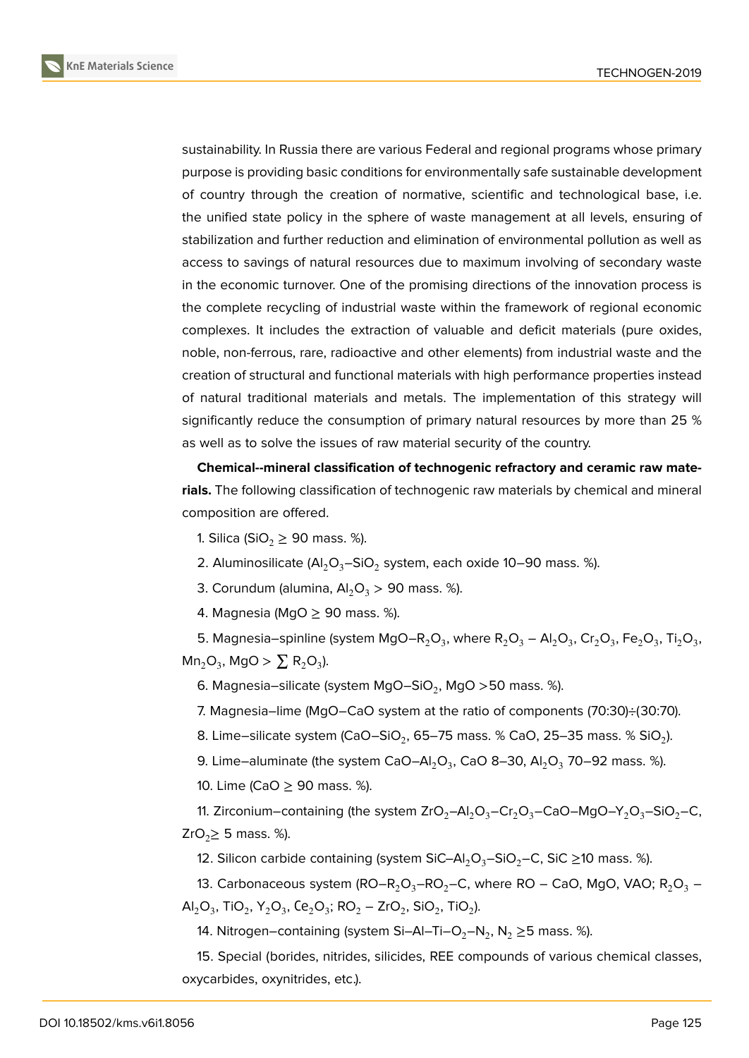sustainability. In Russia there are various Federal and regional programs whose primary purpose is providing basic conditions for environmentally safe sustainable development of country through the creation of normative, scientific and technological base, i.e. the unified state policy in the sphere of waste management at all levels, ensuring of stabilization and further reduction and elimination of environmental pollution as well as access to savings of natural resources due to maximum involving of secondary waste in the economic turnover. One of the promising directions of the innovation process is the complete recycling of industrial waste within the framework of regional economic complexes. It includes the extraction of valuable and deficit materials (pure oxides, noble, non-ferrous, rare, radioactive and other elements) from industrial waste and the creation of structural and functional materials with high performance properties instead of natural traditional materials and metals. The implementation of this strategy will significantly reduce the consumption of primary natural resources by more than 25 % as well as to solve the issues of raw material security of the country.

**Chemical--mineral classification of technogenic refractory and ceramic raw materials.** The following classification of technogenic raw materials by chemical and mineral composition are offered.

1. Silica ($SiO_2 \geq 90$ mass. %).

2. Aluminosilicate ($Al_2O_3$–$SiO_2$ system, each oxide 10–90 mass. %).

3. Corundum (alumina, $Al_2O_3 > 90$ mass. %).

4. Magnesia ($MgO \geq 90$ mass. %).

5. Magnesia–spinline (system $MgO$–$R_2O_3$, where $R_2O_3$ – $Al_2O_3$, $Cr_2O_3$, $Fe_2O_3$, $Ti_2O_3$, $Mn_2O_3$, $MgO > \sum R_2O_3$).

6. Magnesia–silicate (system $MgO$–$SiO_2$, $MgO > 50$ mass. %).

7. Magnesia–lime (MgO–CaO system at the ratio of components (70:30)÷(30:70).

8. Lime–silicate system ($CaO$–$SiO_2$, 65–75 mass. % CaO, 25–35 mass. % $SiO_2$).

9. Lime–aluminate (the system $CaO$–$Al_2O_3$, CaO 8–30, $Al_2O_3$ 70–92 mass. %).

10. Lime ($CaO \geq 90$ mass. %).

11. Zirconium–containing (the system $ZrO_2$–$Al_2O_3$–$Cr_2O_3$–$CaO$–$MgO$–$Y_2O_3$–$SiO_2$–C, $ZrO_2 \geq 5$ mass. %).

12. Silicon carbide containing (system $SiC$–$Al_2O_3$–$SiO_2$–C, $SiC \geq 10$ mass. %).

13. Carbonaceous system ($RO$–$R_2O_3$–$RO_2$–C, where RO – CaO, MgO, VAO; $R_2O_3$ – $Al_2O_3$, $TiO_2$, $Y_2O_3$, $Ce_2O_3$; $RO_2$ – $ZrO_2$, $SiO_2$, $TiO_2$).

14. Nitrogen–containing (system Si–Al–Ti–$O_2$–$N_2$, $N_2 \geq 5$ mass. %).

15. Special (borides, nitrides, silicides, REE compounds of various chemical classes, oxycarbides, oxynitrides, etc.).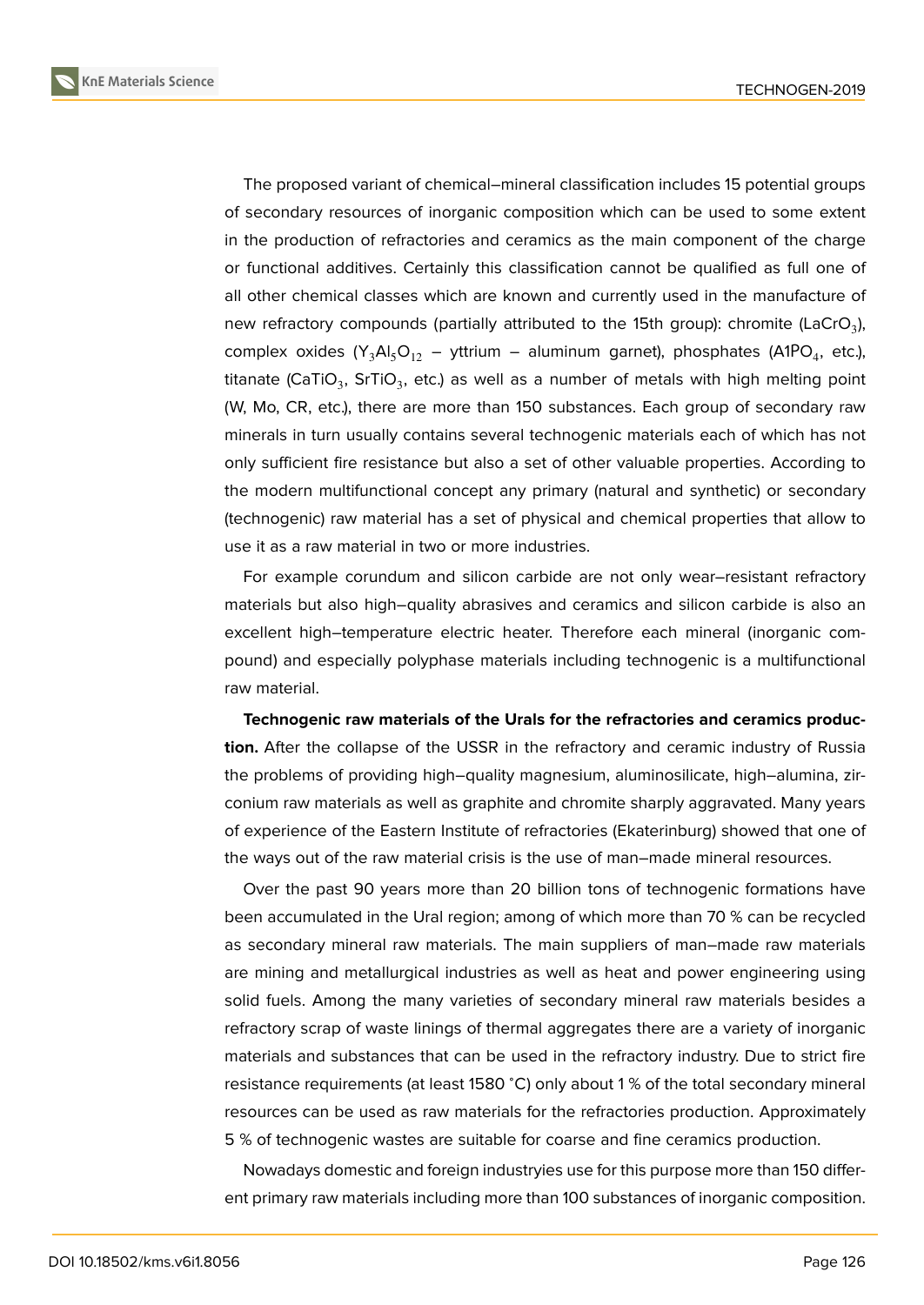The proposed variant of chemical–mineral classification includes 15 potential groups of secondary resources of inorganic composition which can be used to some extent in the production of refractories and ceramics as the main component of the charge or functional additives. Certainly this classification cannot be qualified as full one of all other chemical classes which are known and currently used in the manufacture of new refractory compounds (partially attributed to the 15th group): chromite ($LaCrO_3$), complex oxides ($Y_3Al_5O_{12}$ – yttrium – aluminum garnet), phosphates ($A1PO_4$, etc.), titanate ($CaTiO_3$, $SrTiO_3$, etc.) as well as a number of metals with high melting point (W, Mo, CR, etc.), there are more than 150 substances. Each group of secondary raw minerals in turn usually contains several technogenic materials each of which has not only sufficient fire resistance but also a set of other valuable properties. According to the modern multifunctional concept any primary (natural and synthetic) or secondary (technogenic) raw material has a set of physical and chemical properties that allow to use it as a raw material in two or more industries.

For example corundum and silicon carbide are not only wear–resistant refractory materials but also high–quality abrasives and ceramics and silicon carbide is also an excellent high–temperature electric heater. Therefore each mineral (inorganic compound) and especially polyphase materials including technogenic is a multifunctional raw material.

**Technogenic raw materials of the Urals for the refractories and ceramics production.** After the collapse of the USSR in the refractory and ceramic industry of Russia the problems of providing high–quality magnesium, aluminosilicate, high–alumina, zirconium raw materials as well as graphite and chromite sharply aggravated. Many years of experience of the Eastern Institute of refractories (Ekaterinburg) showed that one of the ways out of the raw material crisis is the use of man–made mineral resources.

Over the past 90 years more than 20 billion tons of technogenic formations have been accumulated in the Ural region; among of which more than 70 % can be recycled as secondary mineral raw materials. The main suppliers of man–made raw materials are mining and metallurgical industries as well as heat and power engineering using solid fuels. Among the many varieties of secondary mineral raw materials besides a refractory scrap of waste linings of thermal aggregates there are a variety of inorganic materials and substances that can be used in the refractory industry. Due to strict fire resistance requirements (at least 1580 °C) only about 1 % of the total secondary mineral resources can be used as raw materials for the refractories production. Approximately 5 % of technogenic wastes are suitable for coarse and fine ceramics production.

Nowadays domestic and foreign industryies use for this purpose more than 150 different primary raw materials including more than 100 substances of inorganic composition.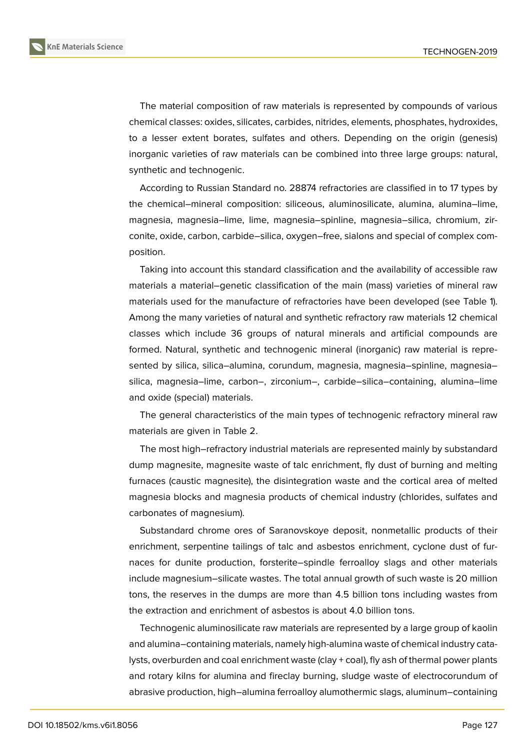The material composition of raw materials is represented by compounds of various chemical classes: oxides, silicates, carbides, nitrides, elements, phosphates, hydroxides, to a lesser extent borates, sulfates and others. Depending on the origin (genesis) inorganic varieties of raw materials can be combined into three large groups: natural, synthetic and technogenic.

According to Russian Standard no. 28874 refractories are classified in to 17 types by the chemical–mineral composition: siliceous, aluminosilicate, alumina, alumina–lime, magnesia, magnesia–lime, lime, magnesia–spinline, magnesia–silica, chromium, zirconite, oxide, carbon, carbide–silica, oxygen–free, sialons and special of complex composition.

Taking into account this standard classification and the availability of accessible raw materials a material–genetic classification of the main (mass) varieties of mineral raw materials used for the manufacture of refractories have been developed (see Table 1). Among the many varieties of natural and synthetic refractory raw materials 12 chemical classes which include 36 groups of natural minerals and artificial compounds are formed. Natural, synthetic and technogenic mineral (inorganic) raw material is represented by silica, silica–alumina, corundum, magnesia, magnesia–spinline, magnesia–silica, magnesia–lime, carbon–, zirconium–, carbide–silica–containing, alumina–lime and oxide (special) materials.

The general characteristics of the main types of technogenic refractory mineral raw materials are given in Table 2.

The most high–refractory industrial materials are represented mainly by substandard dump magnesite, magnesite waste of talc enrichment, fly dust of burning and melting furnaces (caustic magnesite), the disintegration waste and the cortical area of melted magnesia blocks and magnesia products of chemical industry (chlorides, sulfates and carbonates of magnesium).

Substandard chrome ores of Saranovskoye deposit, nonmetallic products of their enrichment, serpentine tailings of talc and asbestos enrichment, cyclone dust of furnaces for dunite production, forsterite–spindle ferroalloy slags and other materials include magnesium–silicate wastes. The total annual growth of such waste is 20 million tons, the reserves in the dumps are more than 4.5 billion tons including wastes from the extraction and enrichment of asbestos is about 4.0 billion tons.

Technogenic aluminosilicate raw materials are represented by a large group of kaolin and alumina–containing materials, namely high-alumina waste of chemical industry catalysts, overburden and coal enrichment waste (clay + coal), fly ash of thermal power plants and rotary kilns for alumina and fireclay burning, sludge waste of electrocorundum of abrasive production, high–alumina ferroalloy alumothermic slags, aluminum–containing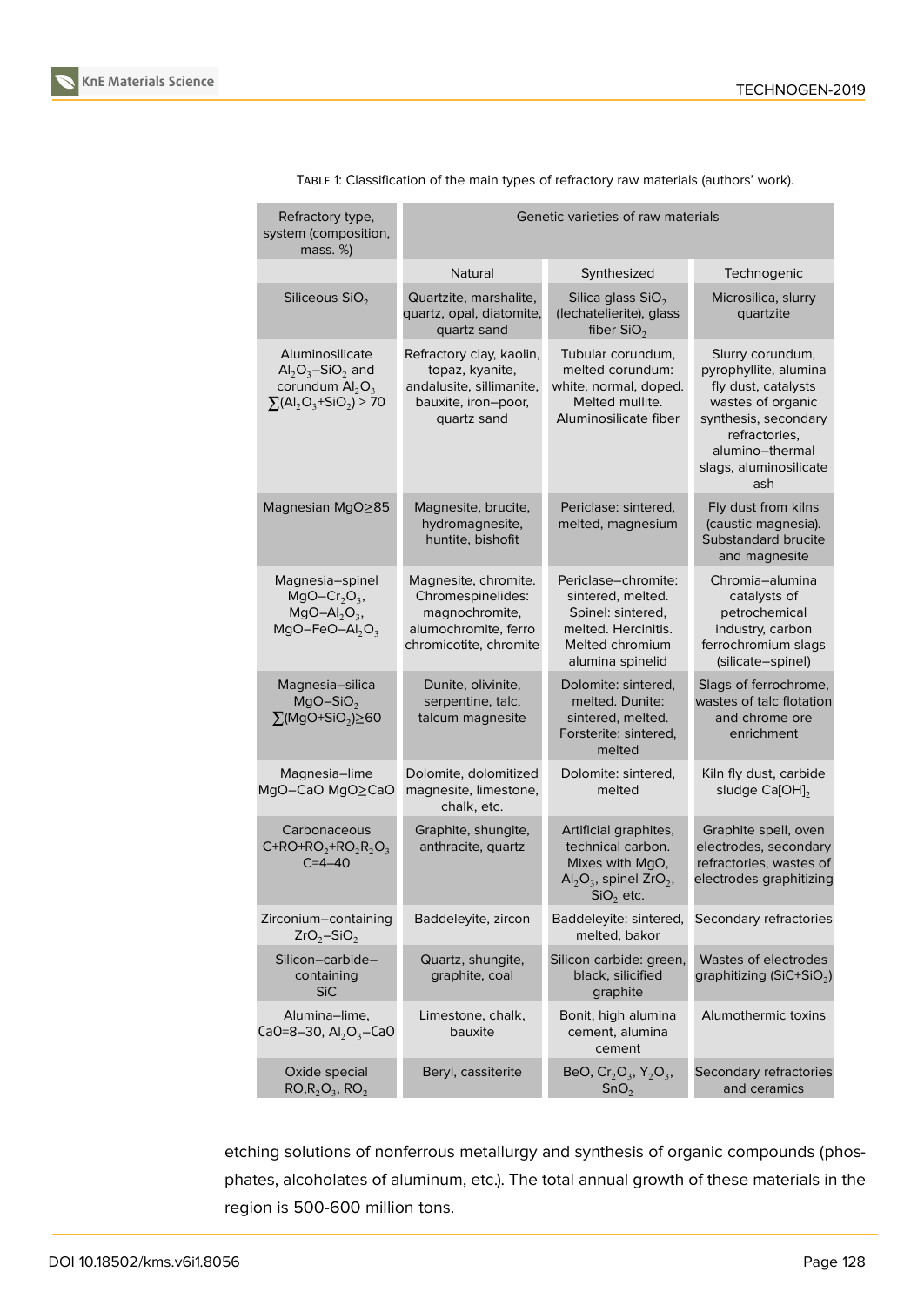Table 1: Classification of the main types of refractory raw materials (authors' work).

| Refractory type, system (composition, mass. %) | Genetic varieties of raw materials | | |
|---|---|---|---|
| | Natural | Synthesized | Technogenic |
| Siliceous $SiO_2$ | Quartzite, marshalite, quartz, opal, diatomite, quartz sand | Silica glass $SiO_2$ (lechatelierite), glass fiber $SiO_2$ | Microsilica, slurry quartzite |
| Aluminosilicate $Al_2O_3$–$SiO_2$ and corundum $Al_2O_3$ $\sum(Al_2O_3+SiO_2) > 70$ | Refractory clay, kaolin, topaz, kyanite, andalusite, sillimanite, bauxite, iron–poor, quartz sand | Tubular corundum, melted corundum: white, normal, doped. Melted mullite. Aluminosilicate fiber | Slurry corundum, pyrophyllite, alumina fly dust, catalysts wastes of organic synthesis, secondary refractories, alumino–thermal slags, aluminosilicate ash |
| Magnesian MgO≥85 | Magnesite, brucite, hydromagnesite, huntite, bishofit | Periclase: sintered, melted, magnesium | Fly dust from kilns (caustic magnesia). Substandard brucite and magnesite |
| Magnesia–spinel $MgO$–$Cr_2O_3$, $MgO$–$Al_2O_3$, $MgO$–$FeO$–$Al_2O_3$ | Magnesite, chromite. Chromespinelides: magnochromite, alumochromite, ferro chromicotite, chromite | Periclase–chromite: sintered, melted. Spinel: sintered, melted. Hercinitis. Melted chromium alumina spinelid | Chromia–alumina catalysts of petrochemical industry, carbon ferrochromium slags (silicate–spinel) |
| Magnesia–silica $MgO$–$SiO_2$ $\sum(MgO+SiO_2) \geq 60$ | Dunite, olivinite, serpentine, talc, talcum magnesite | Dolomite: sintered, melted. Dunite: sintered, melted. Forsterite: sintered, melted | Slags of ferrochrome, wastes of talc flotation and chrome ore enrichment |
| Magnesia–lime MgO–CaO MgO≥CaO | Dolomite, dolomitized magnesite, limestone, chalk, etc. | Dolomite: sintered, melted | Kiln fly dust, carbide sludge $Ca[OH]_2$ |
| Carbonaceous $C+RO+RO_2+RO_2R_2O_3$ C=4–40 | Graphite, shungite, anthracite, quartz | Artificial graphites, technical carbon. Mixes with MgO, $Al_2O_3$, spinel $ZrO_2$, $SiO_2$ etc. | Graphite spell, oven electrodes, secondary refractories, wastes of electrodes graphitizing |
| Zirconium–containing $ZrO_2$–$SiO_2$ | Baddeleyite, zircon | Baddeleyite: sintered, melted, bakor | Secondary refractories |
| Silicon–carbide–containing SiC | Quartz, shungite, graphite, coal | Silicon carbide: green, black, silicified graphite | Wastes of electrodes graphitizing ($SiC+SiO_2$) |
| Alumina–lime, CaO=8–30, $Al_2O_3$–CaO | Limestone, chalk, bauxite | Bonit, high alumina cement, alumina cement | Alumothermic toxins |
| Oxide special $RO, R_2O_3, RO_2$ | Beryl, cassiterite | BeO, $Cr_2O_3$, $Y_2O_3$, $SnO_2$ | Secondary refractories and ceramics |

etching solutions of nonferrous metallurgy and synthesis of organic compounds (phosphates, alcoholates of aluminum, etc.). The total annual growth of these materials in the region is 500-600 million tons.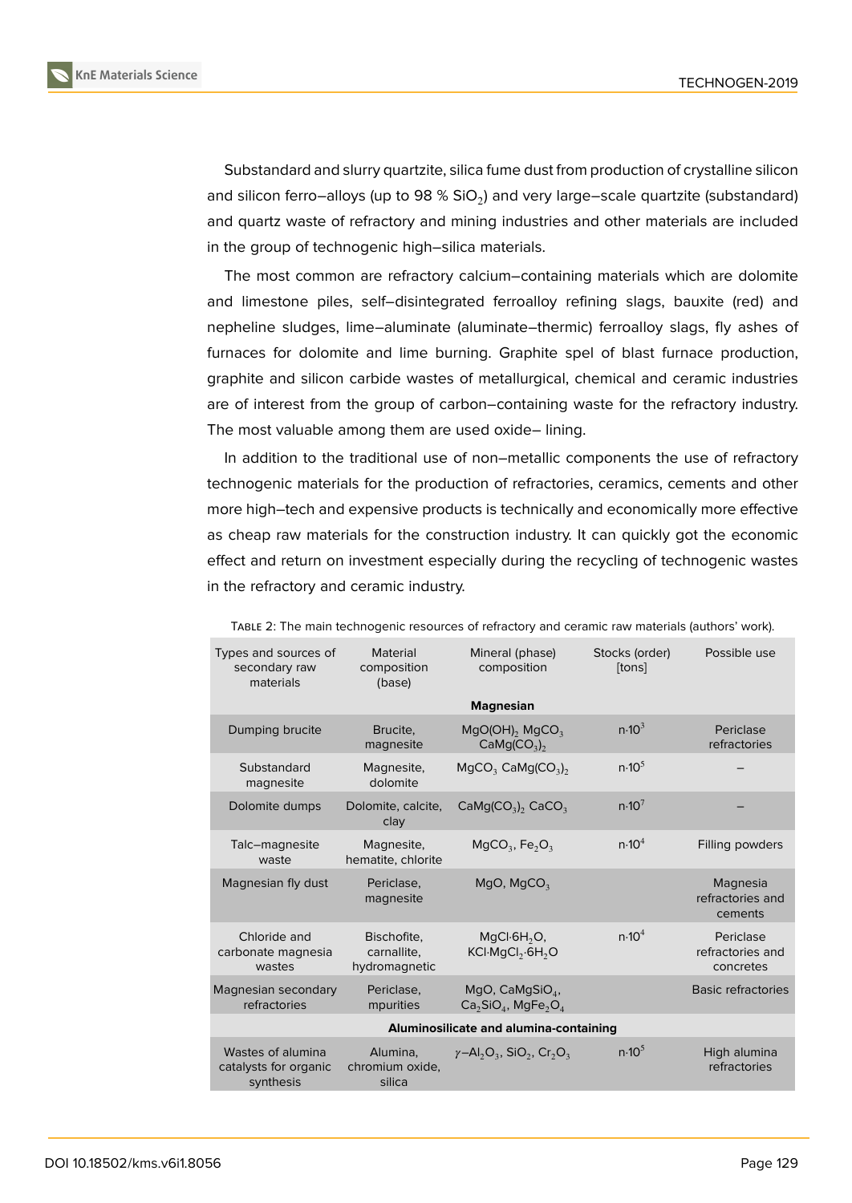Substandard and slurry quartzite, silica fume dust from production of crystalline silicon and silicon ferro–alloys (up to 98 % $SiO_2$) and very large–scale quartzite (substandard) and quartz waste of refractory and mining industries and other materials are included in the group of technogenic high–silica materials.

The most common are refractory calcium–containing materials which are dolomite and limestone piles, self–disintegrated ferroalloy refining slags, bauxite (red) and nepheline sludges, lime–aluminate (aluminate–thermic) ferroalloy slags, fly ashes of furnaces for dolomite and lime burning. Graphite spel of blast furnace production, graphite and silicon carbide wastes of metallurgical, chemical and ceramic industries are of interest from the group of carbon–containing waste for the refractory industry. The most valuable among them are used oxide– lining.

In addition to the traditional use of non–metallic components the use of refractory technogenic materials for the production of refractories, ceramics, cements and other more high–tech and expensive products is technically and economically more effective as cheap raw materials for the construction industry. It can quickly got the economic effect and return on investment especially during the recycling of technogenic wastes in the refractory and ceramic industry.

TABLE 2: The main technogenic resources of refractory and ceramic raw materials (authors' work).

| Types and sources of secondary raw materials | Material composition (base) | Mineral (phase) composition | Stocks (order) [tons] | Possible use |
|---|---|---|---|---|
| **Magnesian** | | | | |
| Dumping brucite | Brucite, magnesite | $MgO(OH)_2$ $MgCO_3$ $CaMg(CO_3)_2$ | $n{\cdot}10^3$ | Periclase refractories |
| Substandard magnesite | Magnesite, dolomite | $MgCO_3$ $CaMg(CO_3)_2$ | $n{\cdot}10^5$ | – |
| Dolomite dumps | Dolomite, calcite, clay | $CaMg(CO_3)_2$ $CaCO_3$ | $n{\cdot}10^7$ | – |
| Talc–magnesite waste | Magnesite, hematite, chlorite | $MgCO_3$, $Fe_2O_3$ | $n{\cdot}10^4$ | Filling powders |
| Magnesian fly dust | Periclase, magnesite | $MgO$, $MgCO_3$ | | Magnesia refractories and cements |
| Chloride and carbonate magnesia wastes | Bischofite, carnallite, hydromagnetic | $MgCl{\cdot}6H_2O$, $KCl{\cdot}MgCl_2{\cdot}6H_2O$ | $n{\cdot}10^4$ | Periclase refractories and concretes |
| Magnesian secondary refractories | Periclase, mpurities | $MgO$, $CaMgSiO_4$, $Ca_2SiO_4$, $MgFe_2O_4$ | | Basic refractories |
| **Aluminosilicate and alumina-containing** | | | | |
| Wastes of alumina catalysts for organic synthesis | Alumina, chromium oxide, silica | $\gamma$–$Al_2O_3$, $SiO_2$, $Cr_2O_3$ | $n{\cdot}10^5$ | High alumina refractories |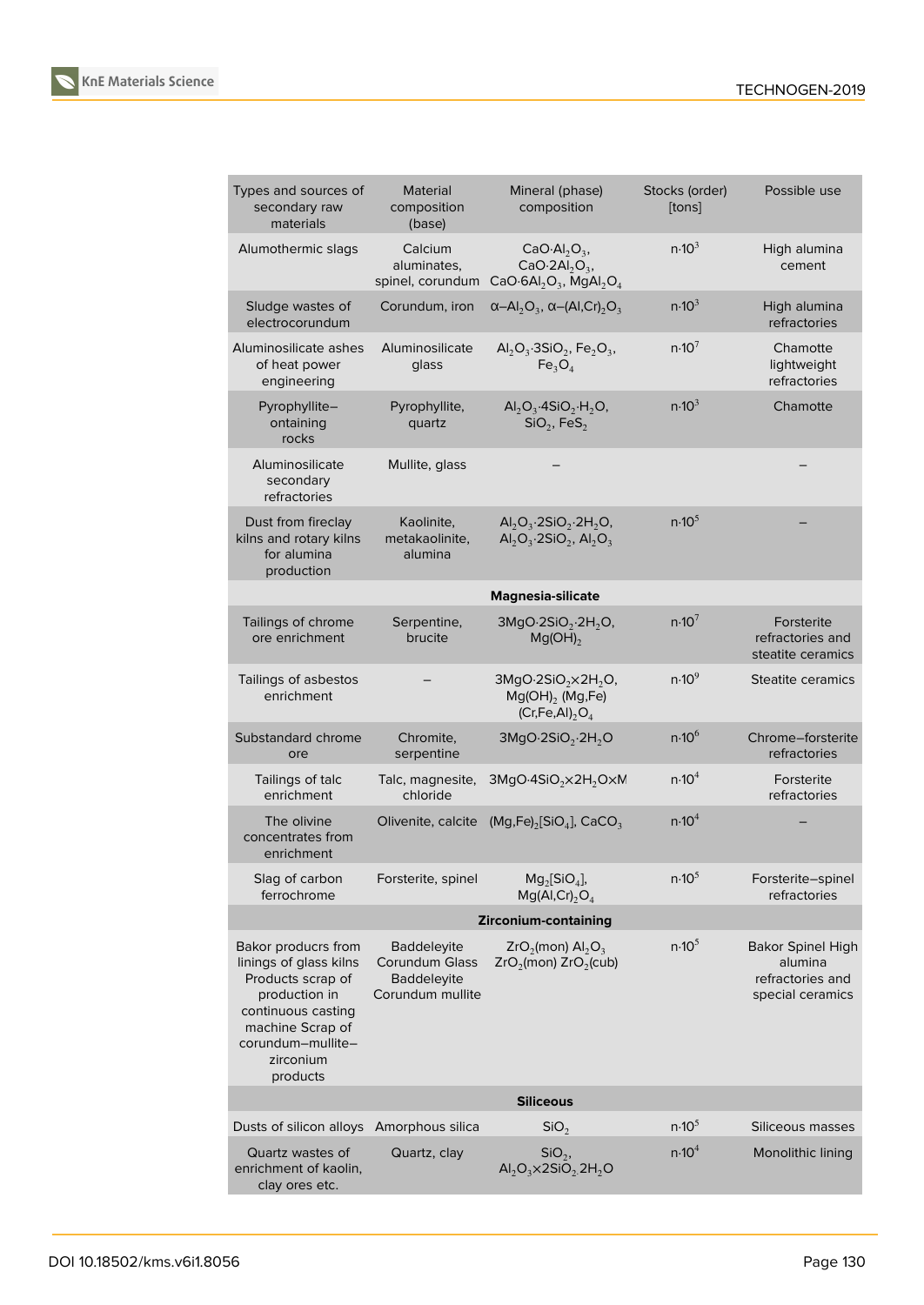| Types and sources of secondary raw materials | Material composition (base) | Mineral (phase) composition | Stocks (order) [tons] | Possible use |
|---|---|---|---|---|
| Alumothermic slags | Calcium aluminates, spinel, corundum | $CaO{\cdot}Al_2O_3$, $CaO{\cdot}2Al_2O_3$, $CaO{\cdot}6Al_2O_3$, $MgAl_2O_4$ | $n{\cdot}10^3$ | High alumina cement |
| Sludge wastes of electrocorundum | Corundum, iron | $\alpha$–$Al_2O_3$, $\alpha$–$(Al,Cr)_2O_3$ | $n{\cdot}10^3$ | High alumina refractories |
| Aluminosilicate ashes of heat power engineering | Aluminosilicate glass | $Al_2O_3{\cdot}3SiO_2$, $Fe_2O_3$, $Fe_3O_4$ | $n{\cdot}10^7$ | Chamotte lightweight refractories |
| Pyrophyllite–ontaining rocks | Pyrophyllite, quartz | $Al_2O_3{\cdot}4SiO_2{\cdot}H_2O$, $SiO_2$, $FeS_2$ | $n{\cdot}10^3$ | Chamotte |
| Aluminosilicate secondary refractories | Mullite, glass | – | | – |
| Dust from fireclay kilns and rotary kilns for alumina production | Kaolinite, metakaolinite, alumina | $Al_2O_3{\cdot}2SiO_2{\cdot}2H_2O$, $Al_2O_3{\cdot}2SiO_2$, $Al_2O_3$ | $n{\cdot}10^5$ | – |
| | | **Magnesia-silicate** | | |
| Tailings of chrome ore enrichment | Serpentine, brucite | $3MgO{\cdot}2SiO_2{\cdot}2H_2O$, $Mg(OH)_2$ | $n{\cdot}10^7$ | Forsterite refractories and steatite ceramics |
| Tailings of asbestos enrichment | – | $3MgO{\cdot}2SiO_2{\times}2H_2O$, $Mg(OH)_2$ $(Mg,Fe)(Cr,Fe,Al)_2O_4$ | $n{\cdot}10^9$ | Steatite ceramics |
| Substandard chrome ore | Chromite, serpentine | $3MgO{\cdot}2SiO_2{\cdot}2H_2O$ | $n{\cdot}10^6$ | Chrome–forsterite refractories |
| Tailings of talc enrichment | Talc, magnesite, chloride | $3MgO{\cdot}4SiO_2{\times}2H_2O{\times}M$ | $n{\cdot}10^4$ | Forsterite refractories |
| The olivine concentrates from enrichment | Olivenite, calcite | $(Mg,Fe)_2[SiO_4]$, $CaCO_3$ | $n{\cdot}10^4$ | – |
| Slag of carbon ferrochrome | Forsterite, spinel | $Mg_2[SiO_4]$, $Mg(Al,Cr)_2O_4$ | $n{\cdot}10^5$ | Forsterite–spinel refractories |
| | | **Zirconium-containing** | | |
| Bakor producrs from linings of glass kilns Products scrap of production in continuous casting machine Scrap of corundum–mullite–zirconium products | Baddeleyite Corundum Glass Baddeleyite Corundum mullite | $ZrO_2$(mon) $Al_2O_3$ $ZrO_2$(mon) $ZrO_2$(cub) | $n{\cdot}10^5$ | Bakor Spinel High alumina refractories and special ceramics |
| | | **Siliceous** | | |
| Dusts of silicon alloys | Amorphous silica | $SiO_2$ | $n{\cdot}10^5$ | Siliceous masses |
| Quartz wastes of enrichment of kaolin, clay ores etc. | Quartz, clay | $SiO_2$, $Al_2O_3{\times}2SiO_2{\cdot}2H_2O$ | $n{\cdot}10^4$ | Monolithic lining |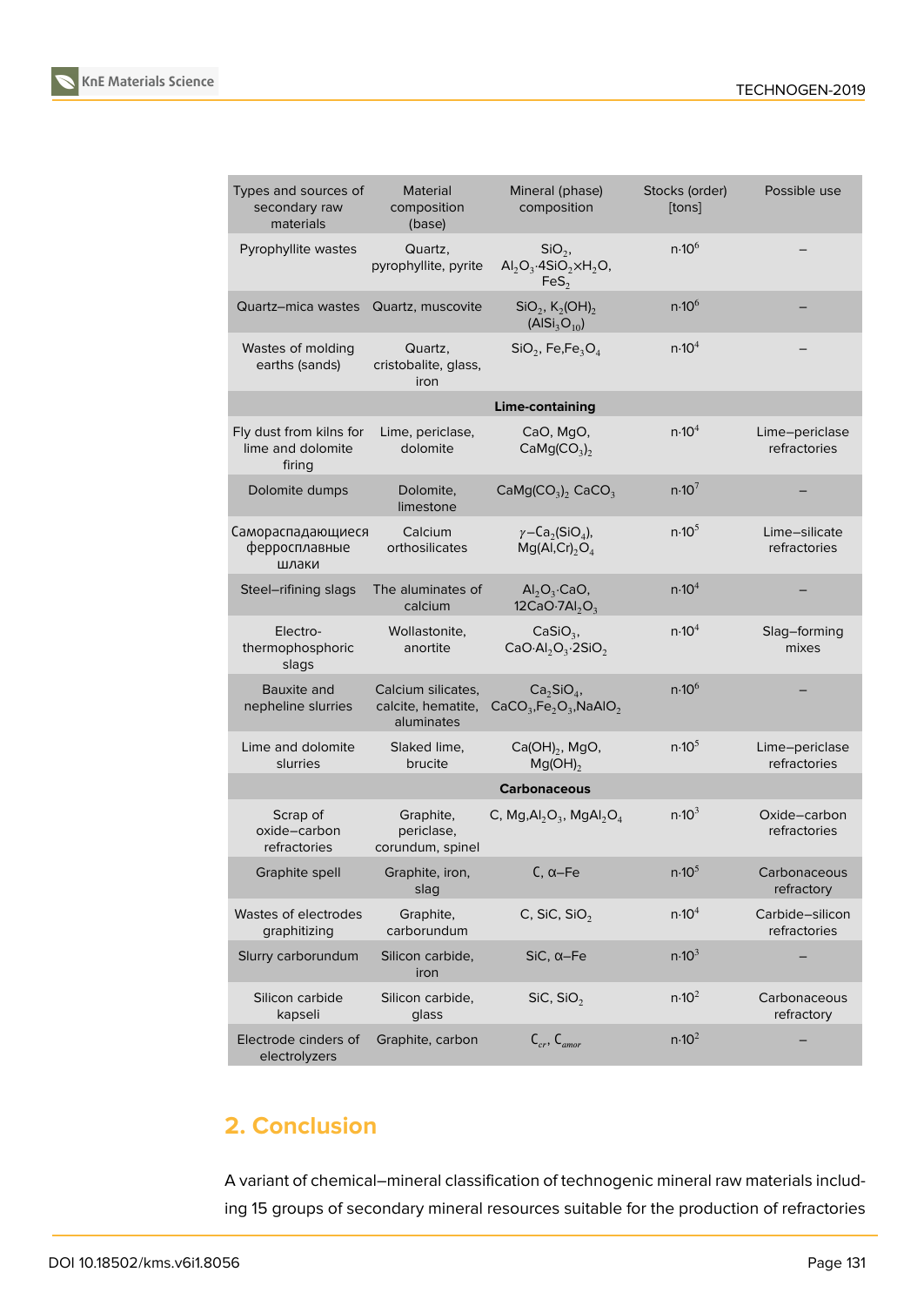| Types and sources of secondary raw materials | Material composition (base) | Mineral (phase) composition | Stocks (order) [tons] | Possible use |
|---|---|---|---|---|
| Pyrophyllite wastes | Quartz, pyrophyllite, pyrite | $SiO_2$, $Al_2O_3{\cdot}4SiO_2{\times}H_2O$, $FeS_2$ | n·$10^6$ | – |
| Quartz–mica wastes | Quartz, muscovite | $SiO_2$, $K_2(OH)_2(AlSi_3O_{10})$ | n·$10^6$ | – |
| Wastes of molding earths (sands) | Quartz, cristobalite, glass, iron | $SiO_2$, Fe,$Fe_3O_4$ | n·$10^4$ | – |
| **Lime-containing** | | | | |
| Fly dust from kilns for lime and dolomite firing | Lime, periclase, dolomite | CaO, MgO, $CaMg(CO_3)_2$ | n·$10^4$ | Lime–periclase refractories |
| Dolomite dumps | Dolomite, limestone | $CaMg(CO_3)_2$ $CaCO_3$ | n·$10^7$ | – |
| Самораспадающиеся ферросплавные шлаки | Calcium orthosilicates | $\gamma$–$Ca_2(SiO_4)$, $Mg(Al,Cr)_2O_4$ | n·$10^5$ | Lime–silicate refractories |
| Steel–refining slags | The aluminates of calcium | $Al_2O_3{\cdot}CaO$, $12CaO{\cdot}7Al_2O_3$ | n·$10^4$ | – |
| Electro-thermophosphoric slags | Wollastonite, anortite | $CaSiO_3$, $CaO{\cdot}Al_2O_3{\cdot}2SiO_2$ | n·$10^4$ | Slag–forming mixes |
| Bauxite and nepheline slurries | Calcium silicates, calcite, hematite, aluminates | $Ca_2SiO_4$, $CaCO_3$,$Fe_2O_3$,$NaAlO_2$ | n·$10^6$ | – |
| Lime and dolomite slurries | Slaked lime, brucite | $Ca(OH)_2$, MgO, $Mg(OH)_2$ | n·$10^5$ | Lime–periclase refractories |
| **Carbonaceous** | | | | |
| Scrap of oxide–carbon refractories | Graphite, periclase, corundum, spinel | C, Mg,$Al_2O_3$, $MgAl_2O_4$ | n·$10^3$ | Oxide–carbon refractories |
| Graphite spell | Graphite, iron, slag | C, α–Fe | n·$10^5$ | Carbonaceous refractory |
| Wastes of electrodes graphitizing | Graphite, carborundum | C, SiC, $SiO_2$ | n·$10^4$ | Carbide–silicon refractories |
| Slurry carborundum | Silicon carbide, iron | SiC, α–Fe | n·$10^3$ | – |
| Silicon carbide kapseli | Silicon carbide, glass | SiC, $SiO_2$ | n·$10^2$ | Carbonaceous refractory |
| Electrode cinders of electrolyzers | Graphite, carbon | $C_{cr}$, $C_{amor}$ | n·$10^2$ | – |

## 2. Conclusion

A variant of chemical–mineral classification of technogenic mineral raw materials including 15 groups of secondary mineral resources suitable for the production of refractories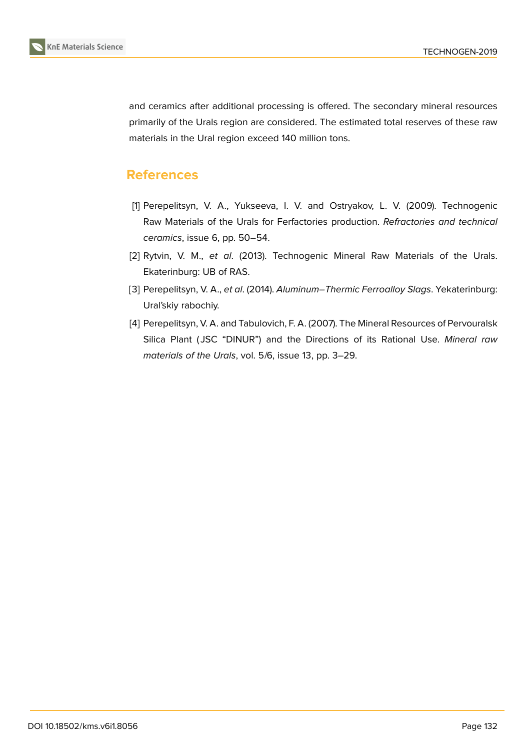and ceramics after additional processing is offered. The secondary mineral resources primarily of the Urals region are considered. The estimated total reserves of these raw materials in the Ural region exceed 140 million tons.

## References

[1] Perepelitsyn, V. A., Yukseeva, I. V. and Ostryakov, L. V. (2009). Technogenic Raw Materials of the Urals for Ferfactories production. *Refractories and technical ceramics*, issue 6, pp. 50–54.

[2] Rytvin, V. M., *et al*. (2013). Technogenic Mineral Raw Materials of the Urals. Ekaterinburg: UB of RAS.

[3] Perepelitsyn, V. A., *et al*. (2014). *Aluminum–Thermic Ferroalloy Slags*. Yekaterinburg: Ural'skiy rabochiy.

[4] Perepelitsyn, V. A. and Tabulovich, F. A. (2007). The Mineral Resources of Pervouralsk Silica Plant (JSC "DINUR") and the Directions of its Rational Use. *Mineral raw materials of the Urals*, vol. 5/6, issue 13, pp. 3–29.